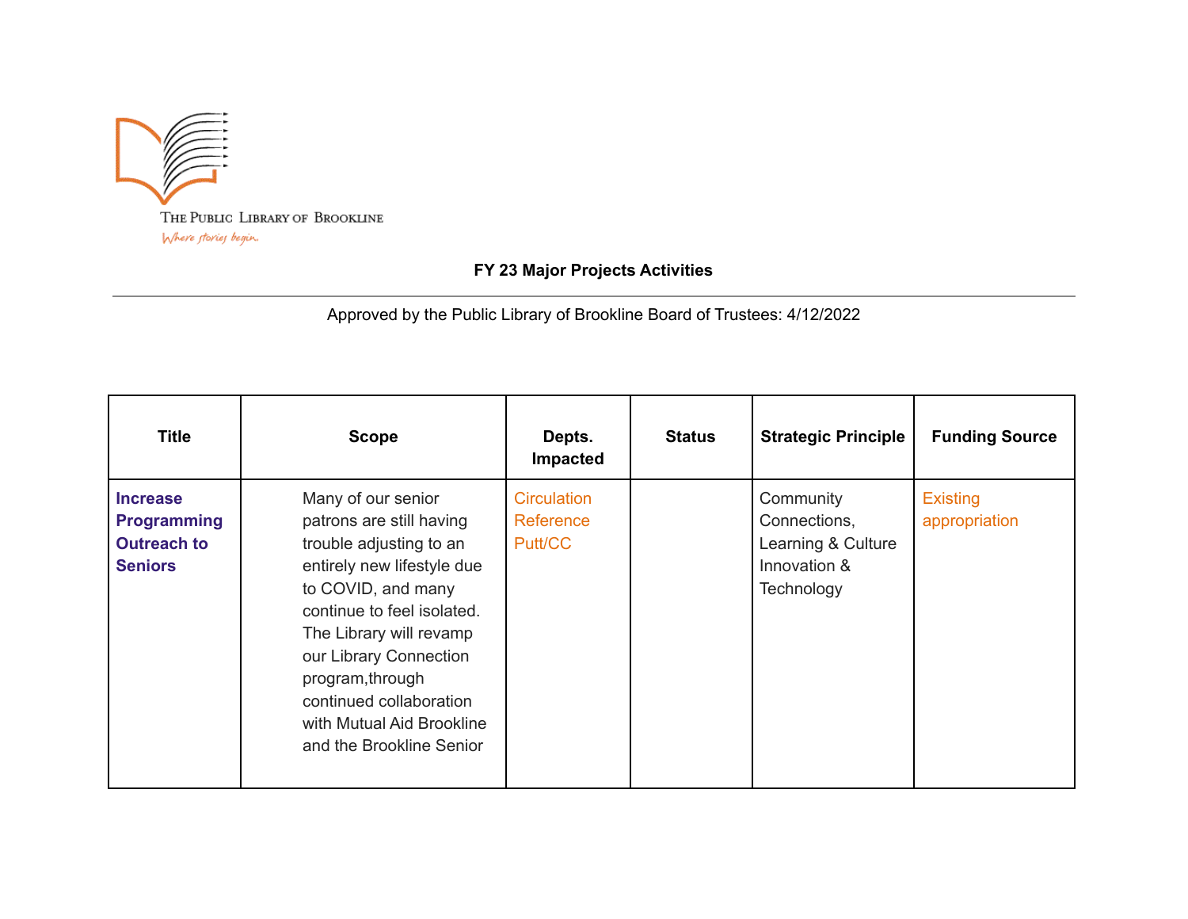The Public Library of Brookline

*Where stories begin.*

**FY 23 Major Projects Activities**

---

Approved by the Public Library of Brookline Board of Trustees: 4/12/2022

| Title | Scope | Depts. Impacted | Status | Strategic Principle | Funding Source |
|---|---|---|---|---|---|
| **Increase Programming Outreach to Seniors** | Many of our senior patrons are still having trouble adjusting to an entirely new lifestyle due to COVID, and many continue to feel isolated. The Library will revamp our Library Connection program,through continued collaboration with Mutual Aid Brookline and the Brookline Senior | Circulation Reference Putt/CC | | Community Connections, Learning & Culture Innovation & Technology | Existing appropriation |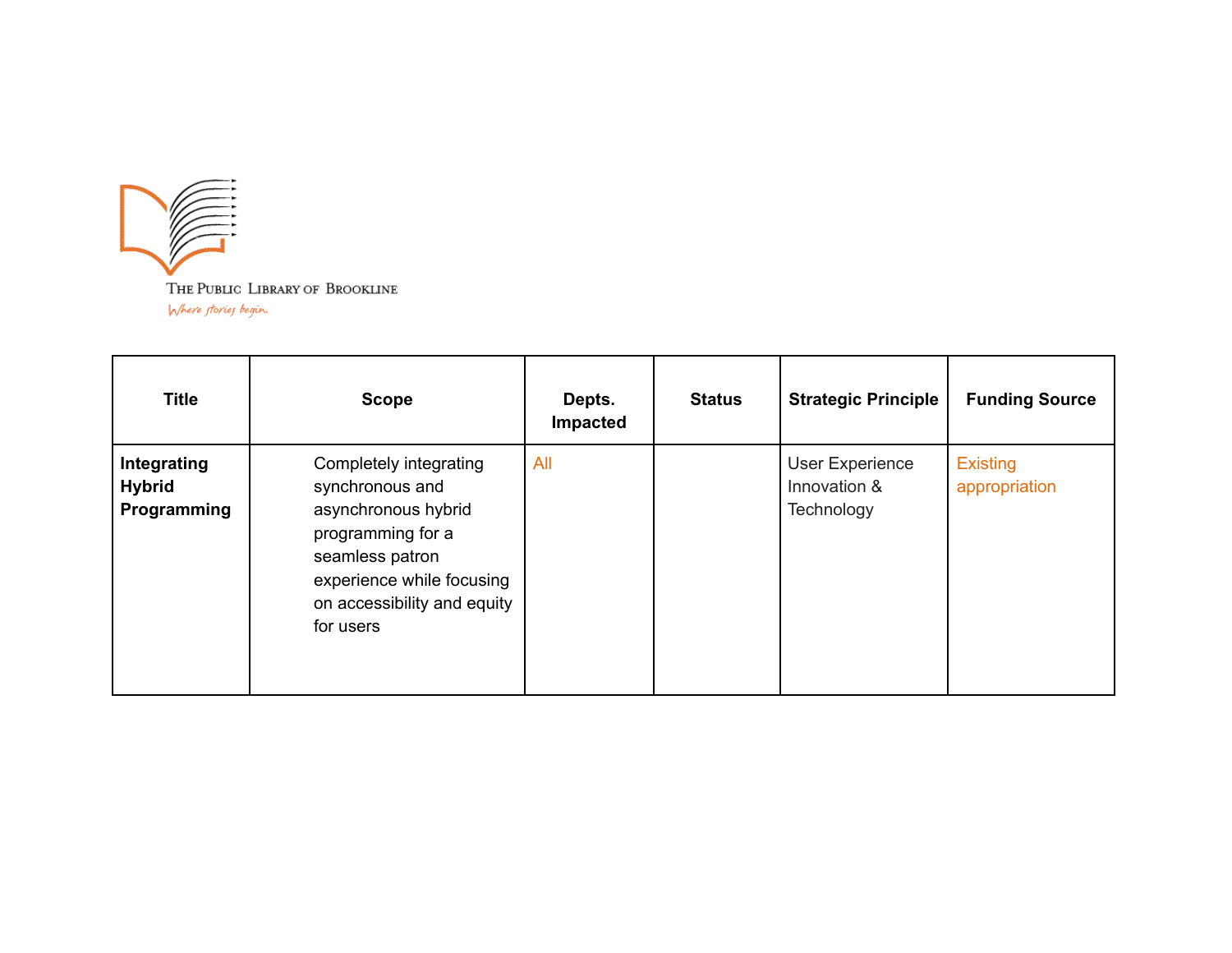The Public Library of Brookline

*Where stories begin.*

| Title | Scope | Depts. Impacted | Status | Strategic Principle | Funding Source |
|---|---|---|---|---|---|
| **Integrating Hybrid Programming** | Completely integrating synchronous and asynchronous hybrid programming for a seamless patron experience while focusing on accessibility and equity for users | All | | User Experience Innovation & Technology | Existing appropriation |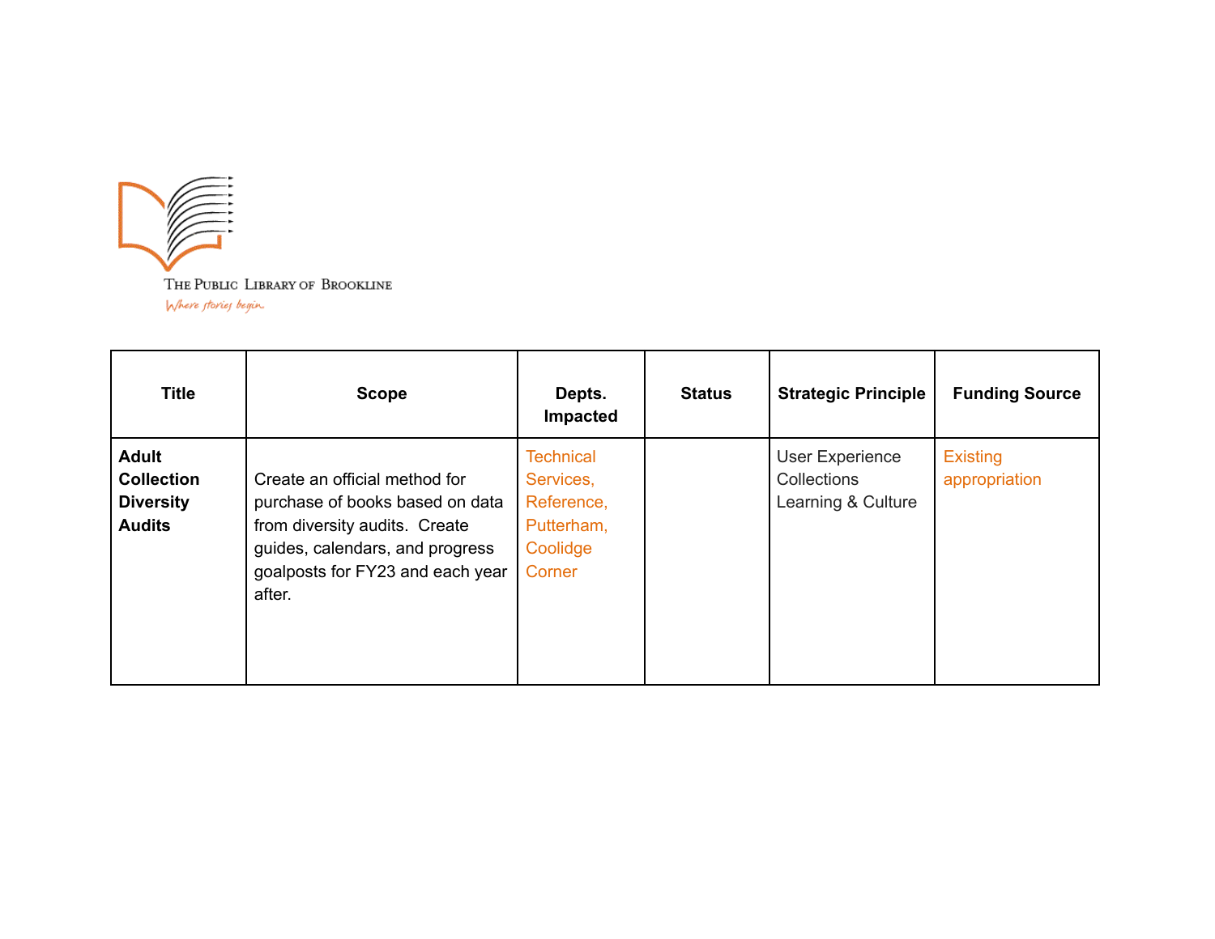THE PUBLIC LIBRARY OF BROOKLINE

*Where stories begin.*

| Title | Scope | Depts. Impacted | Status | Strategic Principle | Funding Source |
|---|---|---|---|---|---|
| **Adult Collection Diversity Audits** | Create an official method for purchase of books based on data from diversity audits. Create guides, calendars, and progress goalposts for FY23 and each year after. | Technical Services, Reference, Putterham, Coolidge Corner | | User Experience<br>Collections<br>Learning & Culture | Existing appropriation |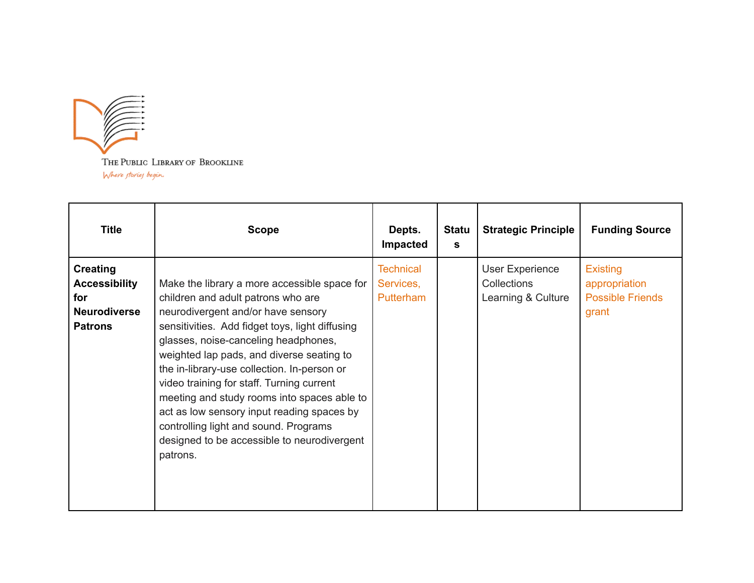THE PUBLIC LIBRARY OF BROOKLINE

*Where stories begin.*

| Title | Scope | Depts. Impacted | Status | Strategic Principle | Funding Source |
|---|---|---|---|---|---|
| **Creating Accessibility for Neurodiverse Patrons** | Make the library a more accessible space for children and adult patrons who are neurodivergent and/or have sensory sensitivities. Add fidget toys, light diffusing glasses, noise-canceling headphones, weighted lap pads, and diverse seating to the in-library-use collection. In-person or video training for staff. Turning current meeting and study rooms into spaces able to act as low sensory input reading spaces by controlling light and sound. Programs designed to be accessible to neurodivergent patrons. | Technical Services, Putterham | | User Experience<br>Collections<br>Learning & Culture | Existing appropriation<br>Possible Friends grant |